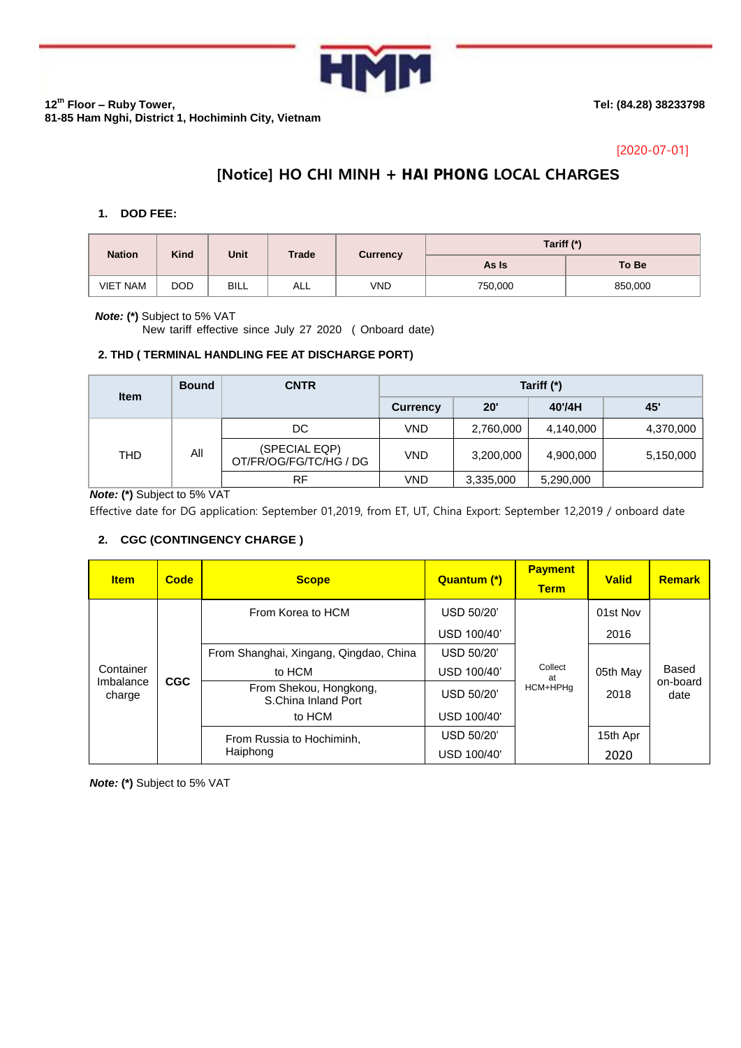HMM

**12th Floor – Ruby Tower,**
**81-85 Ham Nghi, District 1, Hochiminh City, Vietnam**

**Tel: (84.28) 38233798**

[2020-07-01]

# [Notice] HO CHI MINH + HAI PHONG LOCAL CHARGES

## 1. DOD FEE:

| Nation | Kind | Unit | Trade | Currency | Tariff (*) | |
|---|---|---|---|---|---|---|
| | | | | | As Is | To Be |
| VIET NAM | DOD | BILL | ALL | VND | 750,000 | 850,000 |

***Note:*** **(*)** Subject to 5% VAT
New tariff effective since July 27 2020 ( Onboard date)

## 2. THD ( TERMINAL HANDLING FEE AT DISCHARGE PORT)

| Item | Bound | CNTR | Tariff (*) | | | |
|---|---|---|---|---|---|---|
| | | | Currency | 20' | 40'/4H | 45' |
| THD | All | DC | VND | 2,760,000 | 4,140,000 | 4,370,000 |
| | | (SPECIAL EQP) OT/FR/OG/FG/TC/HG / DG | VND | 3,200,000 | 4,900,000 | 5,150,000 |
| | | RF | VND | 3,335,000 | 5,290,000 | |

***Note:*** **(*)** Subject to 5% VAT
Effective date for DG application: September 01,2019, from ET, UT, China Export: September 12,2019 / onboard date

## 2. CGC (CONTINGENCY CHARGE )

| Item | Code | Scope | Quantum (*) | Payment Term | Valid | Remark |
|---|---|---|---|---|---|---|
| Container Imbalance charge | CGC | From Korea to HCM | USD 50/20'<br>USD 100/40' | Collect at HCM+HPHg | 01st Nov 2016 | Based on-board date |
| | | From Shanghai, Xingang, Qingdao, China to HCM | USD 50/20'<br>USD 100/40' | | 05th May 2018 | |
| | | From Shekou, Hongkong, S.China Inland Port to HCM | USD 50/20'<br>USD 100/40' | | | |
| | | From Russia to Hochiminh, Haiphong | USD 50/20'<br>USD 100/40' | | 15th Apr 2020 | |

***Note:*** **(*)** Subject to 5% VAT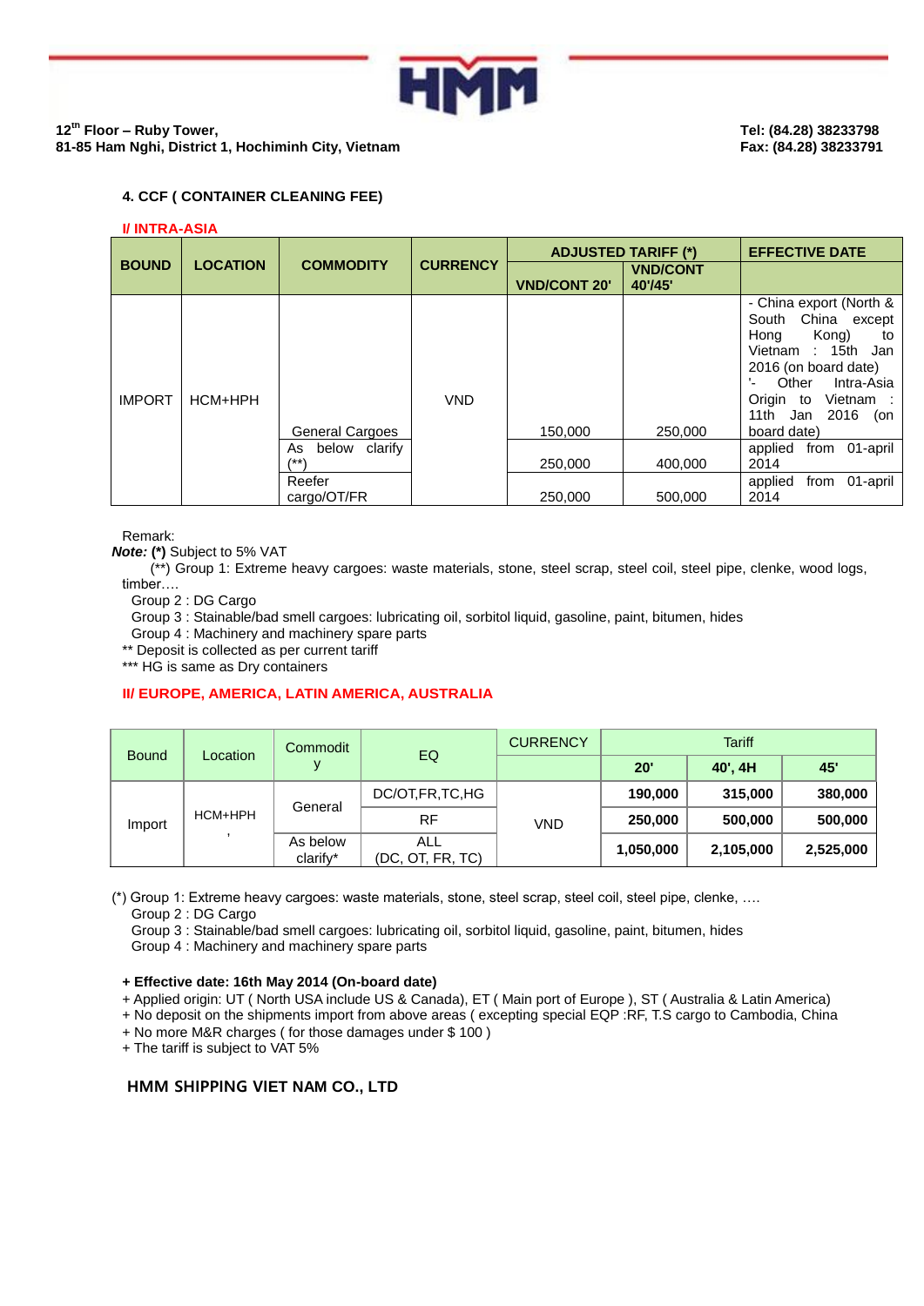12th Floor – Ruby Tower,
81-85 Ham Nghi, District 1, Hochiminh City, Vietnam

Tel: (84.28) 38233798
Fax: (84.28) 38233791

### 4. CCF ( CONTAINER CLEANING FEE)

**I/ INTRA-ASIA**

| BOUND | LOCATION | COMMODITY | CURRENCY | ADJUSTED TARIFF (*) | | EFFECTIVE DATE |
|---|---|---|---|---|---|---|
| | | | | VND/CONT 20' | VND/CONT 40'/45' | |
| IMPORT | HCM+HPH | General Cargoes | VND | 150,000 | 250,000 | - China export (North & South China except Hong Kong) to Vietnam : 15th Jan 2016 (on board date) '- Other Intra-Asia Origin to Vietnam : 11th Jan 2016 (on board date) |
| | | As below clarify (**) | | 250,000 | 400,000 | applied from 01-april 2014 |
| | | Reefer cargo/OT/FR | | 250,000 | 500,000 | applied from 01-april 2014 |

Remark:
***Note:*** **(*)** Subject to 5% VAT
(**) Group 1: Extreme heavy cargoes: waste materials, stone, steel scrap, steel coil, steel pipe, clenke, wood logs, timber….
Group 2 : DG Cargo
Group 3 : Stainable/bad smell cargoes: lubricating oil, sorbitol liquid, gasoline, paint, bitumen, hides
Group 4 : Machinery and machinery spare parts
** Deposit is collected as per current tariff
*** HG is same as Dry containers

**II/ EUROPE, AMERICA, LATIN AMERICA, AUSTRALIA**

| Bound | Location | Commodity | EQ | CURRENCY | Tariff | | |
|---|---|---|---|---|---|---|---|
| | | | | | 20' | 40', 4H | 45' |
| Import | HCM+HPH , | General | DC/OT,FR,TC,HG | VND | 190,000 | 315,000 | 380,000 |
| | | | RF | | 250,000 | 500,000 | 500,000 |
| | | As below clarify* | ALL (DC, OT, FR, TC) | | 1,050,000 | 2,105,000 | 2,525,000 |

(*) Group 1: Extreme heavy cargoes: waste materials, stone, steel scrap, steel coil, steel pipe, clenke, ….
Group 2 : DG Cargo
Group 3 : Stainable/bad smell cargoes: lubricating oil, sorbitol liquid, gasoline, paint, bitumen, hides
Group 4 : Machinery and machinery spare parts

**+ Effective date: 16th May 2014 (On-board date)**
+ Applied origin: UT ( North USA include US & Canada), ET ( Main port of Europe ), ST ( Australia & Latin America)
+ No deposit on the shipments import from above areas ( excepting special EQP :RF, T.S cargo to Cambodia, China
+ No more M&R charges ( for those damages under $ 100 )
+ The tariff is subject to VAT 5%

**HMM SHIPPING VIET NAM CO., LTD**